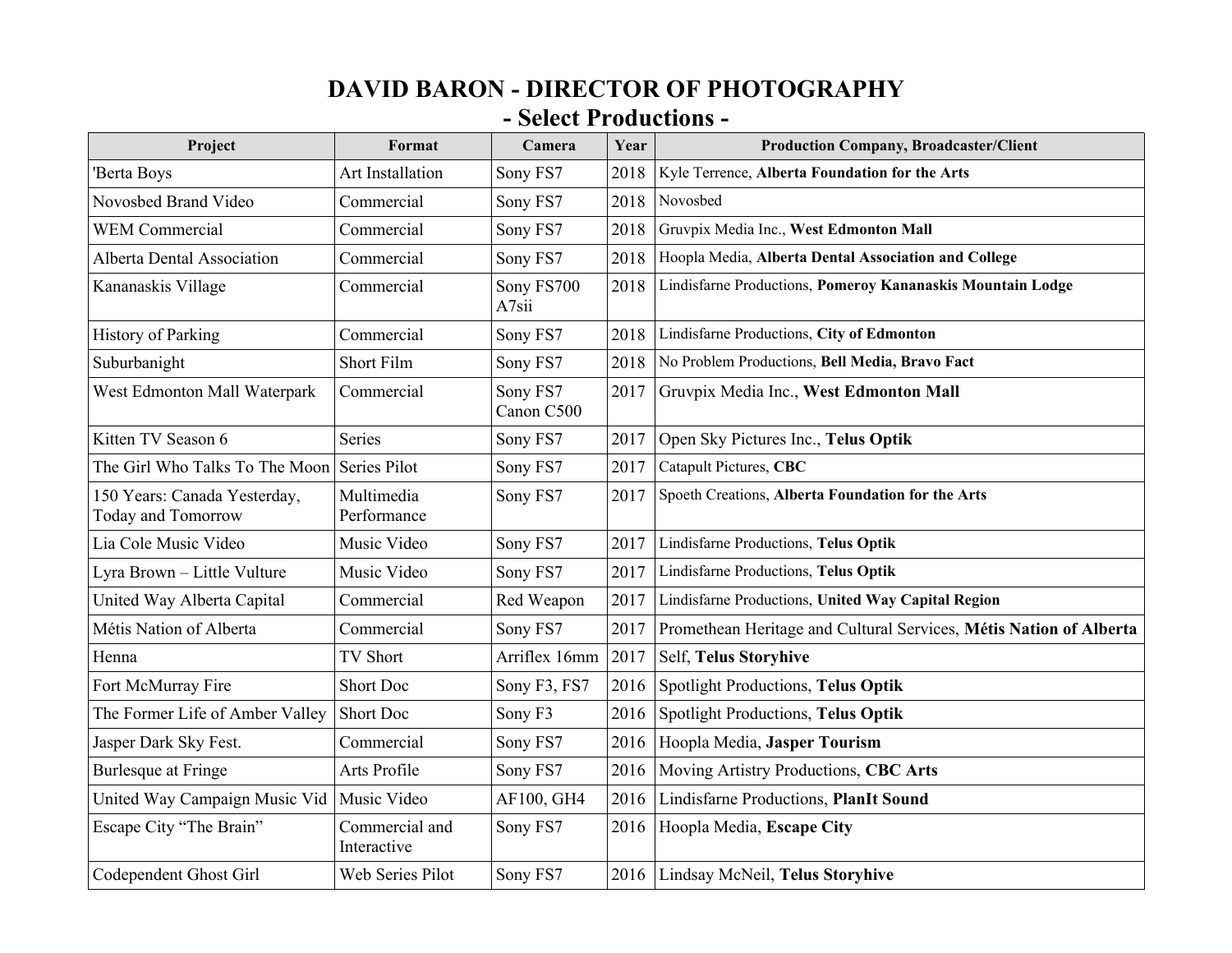# DAVID BARON - DIRECTOR OF PHOTOGRAPHY

## - Select Productions -

| Project | Format | Camera | Year | Production Company, Broadcaster/Client |
|---|---|---|---|---|
| 'Berta Boys | Art Installation | Sony FS7 | 2018 | Kyle Terrence, **Alberta Foundation for the Arts** |
| Novosbed Brand Video | Commercial | Sony FS7 | 2018 | Novosbed |
| WEM Commercial | Commercial | Sony FS7 | 2018 | Gruvpix Media Inc., **West Edmonton Mall** |
| Alberta Dental Association | Commercial | Sony FS7 | 2018 | Hoopla Media, **Alberta Dental Association and College** |
| Kananaskis Village | Commercial | Sony FS700 A7sii | 2018 | Lindisfarne Productions, **Pomeroy Kananaskis Mountain Lodge** |
| History of Parking | Commercial | Sony FS7 | 2018 | Lindisfarne Productions, **City of Edmonton** |
| Suburbanight | Short Film | Sony FS7 | 2018 | No Problem Productions, **Bell Media, Bravo Fact** |
| West Edmonton Mall Waterpark | Commercial | Sony FS7 Canon C500 | 2017 | Gruvpix Media Inc., **West Edmonton Mall** |
| Kitten TV Season 6 | Series | Sony FS7 | 2017 | Open Sky Pictures Inc., **Telus Optik** |
| The Girl Who Talks To The Moon | Series Pilot | Sony FS7 | 2017 | Catapult Pictures, **CBC** |
| 150 Years: Canada Yesterday, Today and Tomorrow | Multimedia Performance | Sony FS7 | 2017 | Spoeth Creations, **Alberta Foundation for the Arts** |
| Lia Cole Music Video | Music Video | Sony FS7 | 2017 | Lindisfarne Productions, **Telus Optik** |
| Lyra Brown – Little Vulture | Music Video | Sony FS7 | 2017 | Lindisfarne Productions, **Telus Optik** |
| United Way Alberta Capital | Commercial | Red Weapon | 2017 | Lindisfarne Productions, **United Way Capital Region** |
| Métis Nation of Alberta | Commercial | Sony FS7 | 2017 | Promethean Heritage and Cultural Services, **Métis Nation of Alberta** |
| Henna | TV Short | Arriflex 16mm | 2017 | Self, **Telus Storyhive** |
| Fort McMurray Fire | Short Doc | Sony F3, FS7 | 2016 | Spotlight Productions, **Telus Optik** |
| The Former Life of Amber Valley | Short Doc | Sony F3 | 2016 | Spotlight Productions, **Telus Optik** |
| Jasper Dark Sky Fest. | Commercial | Sony FS7 | 2016 | Hoopla Media, **Jasper Tourism** |
| Burlesque at Fringe | Arts Profile | Sony FS7 | 2016 | Moving Artistry Productions, **CBC Arts** |
| United Way Campaign Music Vid | Music Video | AF100, GH4 | 2016 | Lindisfarne Productions, **PlanIt Sound** |
| Escape City "The Brain" | Commercial and Interactive | Sony FS7 | 2016 | Hoopla Media, **Escape City** |
| Codependent Ghost Girl | Web Series Pilot | Sony FS7 | 2016 | Lindsay McNeil, **Telus Storyhive** |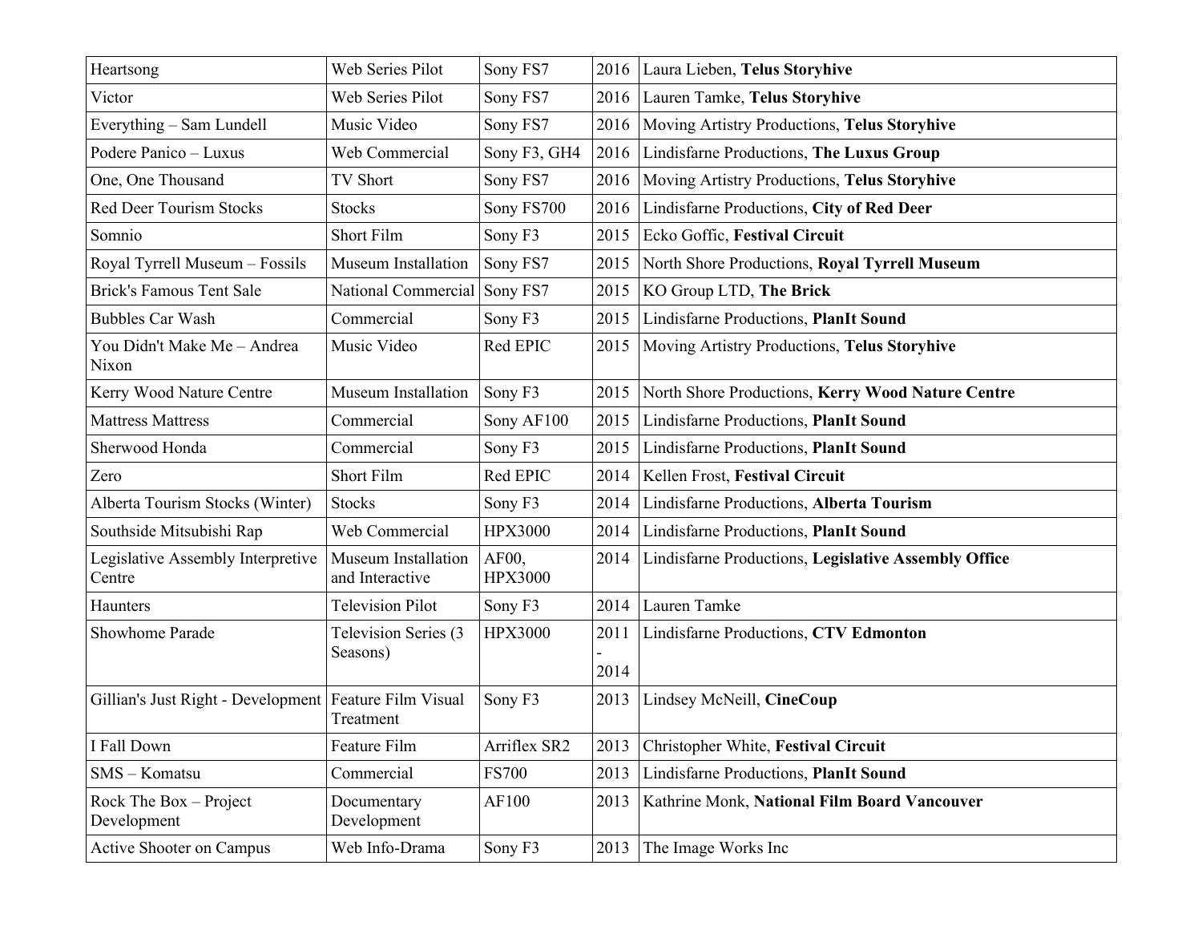| Heartsong | Web Series Pilot | Sony FS7 | 2016 | Laura Lieben, **Telus Storyhive** |
|---|---|---|---|---|
| Victor | Web Series Pilot | Sony FS7 | 2016 | Lauren Tamke, **Telus Storyhive** |
| Everything – Sam Lundell | Music Video | Sony FS7 | 2016 | Moving Artistry Productions, **Telus Storyhive** |
| Podere Panico – Luxus | Web Commercial | Sony F3, GH4 | 2016 | Lindisfarne Productions, **The Luxus Group** |
| One, One Thousand | TV Short | Sony FS7 | 2016 | Moving Artistry Productions, **Telus Storyhive** |
| Red Deer Tourism Stocks | Stocks | Sony FS700 | 2016 | Lindisfarne Productions, **City of Red Deer** |
| Somnio | Short Film | Sony F3 | 2015 | Ecko Goffic, **Festival Circuit** |
| Royal Tyrrell Museum – Fossils | Museum Installation | Sony FS7 | 2015 | North Shore Productions, **Royal Tyrrell Museum** |
| Brick's Famous Tent Sale | National Commercial | Sony FS7 | 2015 | KO Group LTD, **The Brick** |
| Bubbles Car Wash | Commercial | Sony F3 | 2015 | Lindisfarne Productions, **PlanIt Sound** |
| You Didn't Make Me – Andrea Nixon | Music Video | Red EPIC | 2015 | Moving Artistry Productions, **Telus Storyhive** |
| Kerry Wood Nature Centre | Museum Installation | Sony F3 | 2015 | North Shore Productions, **Kerry Wood Nature Centre** |
| Mattress Mattress | Commercial | Sony AF100 | 2015 | Lindisfarne Productions, **PlanIt Sound** |
| Sherwood Honda | Commercial | Sony F3 | 2015 | Lindisfarne Productions, **PlanIt Sound** |
| Zero | Short Film | Red EPIC | 2014 | Kellen Frost, **Festival Circuit** |
| Alberta Tourism Stocks (Winter) | Stocks | Sony F3 | 2014 | Lindisfarne Productions, **Alberta Tourism** |
| Southside Mitsubishi Rap | Web Commercial | HPX3000 | 2014 | Lindisfarne Productions, **PlanIt Sound** |
| Legislative Assembly Interpretive Centre | Museum Installation and Interactive | AF00, HPX3000 | 2014 | Lindisfarne Productions, **Legislative Assembly Office** |
| Haunters | Television Pilot | Sony F3 | 2014 | Lauren Tamke |
| Showhome Parade | Television Series (3 Seasons) | HPX3000 | 2011 - 2014 | Lindisfarne Productions, **CTV Edmonton** |
| Gillian's Just Right - Development | Feature Film Visual Treatment | Sony F3 | 2013 | Lindsey McNeill, **CineCoup** |
| I Fall Down | Feature Film | Arriflex SR2 | 2013 | Christopher White, **Festival Circuit** |
| SMS – Komatsu | Commercial | FS700 | 2013 | Lindisfarne Productions, **PlanIt Sound** |
| Rock The Box – Project Development | Documentary Development | AF100 | 2013 | Kathrine Monk, **National Film Board Vancouver** |
| Active Shooter on Campus | Web Info-Drama | Sony F3 | 2013 | The Image Works Inc |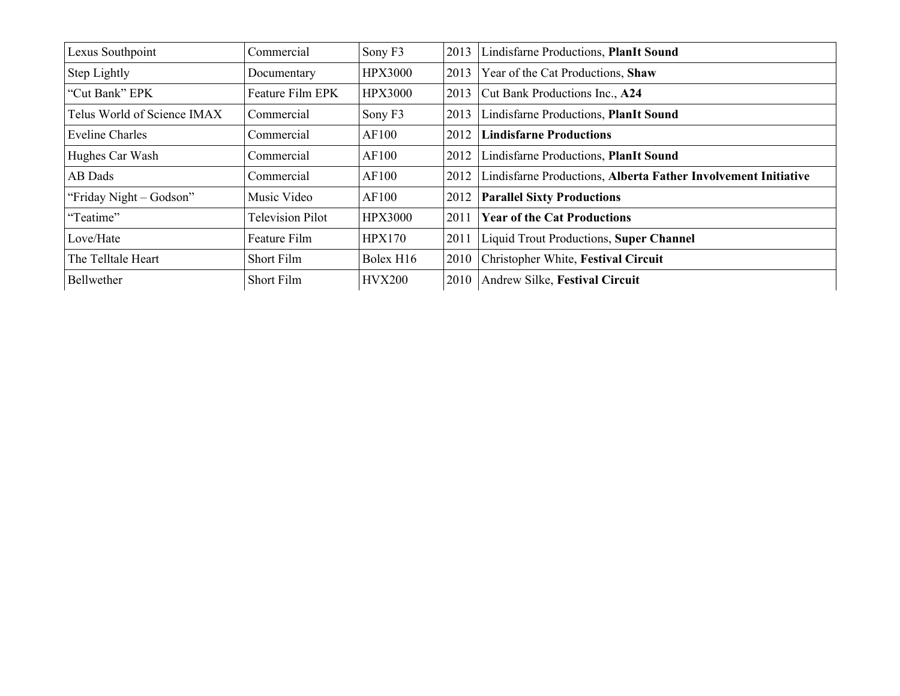| Lexus Southpoint | Commercial | Sony F3 | 2013 | Lindisfarne Productions, **PlanIt Sound** |
|---|---|---|---|---|
| Step Lightly | Documentary | HPX3000 | 2013 | Year of the Cat Productions, **Shaw** |
| "Cut Bank" EPK | Feature Film EPK | HPX3000 | 2013 | Cut Bank Productions Inc., **A24** |
| Telus World of Science IMAX | Commercial | Sony F3 | 2013 | Lindisfarne Productions, **PlanIt Sound** |
| Eveline Charles | Commercial | AF100 | 2012 | **Lindisfarne Productions** |
| Hughes Car Wash | Commercial | AF100 | 2012 | Lindisfarne Productions, **PlanIt Sound** |
| AB Dads | Commercial | AF100 | 2012 | Lindisfarne Productions, **Alberta Father Involvement Initiative** |
| "Friday Night – Godson" | Music Video | AF100 | 2012 | **Parallel Sixty Productions** |
| "Teatime" | Television Pilot | HPX3000 | 2011 | **Year of the Cat Productions** |
| Love/Hate | Feature Film | HPX170 | 2011 | Liquid Trout Productions, **Super Channel** |
| The Telltale Heart | Short Film | Bolex H16 | 2010 | Christopher White, **Festival Circuit** |
| Bellwether | Short Film | HVX200 | 2010 | Andrew Silke, **Festival Circuit** |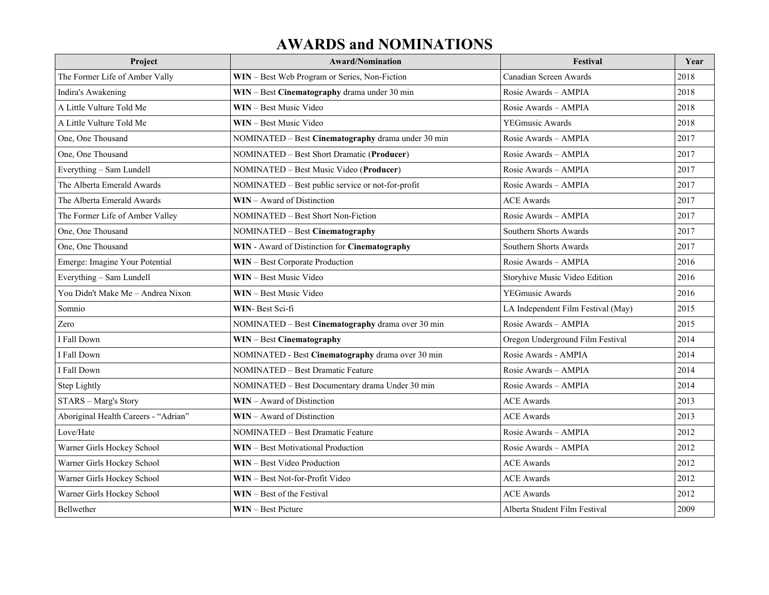# AWARDS and NOMINATIONS

| Project | Award/Nomination | Festival | Year |
|---|---|---|---|
| The Former Life of Amber Vally | **WIN** – Best Web Program or Series, Non-Fiction | Canadian Screen Awards | 2018 |
| Indira's Awakening | **WIN** – Best **Cinematography** drama under 30 min | Rosie Awards – AMPIA | 2018 |
| A Little Vulture Told Me | **WIN** – Best Music Video | Rosie Awards – AMPIA | 2018 |
| A Little Vulture Told Me | **WIN** – Best Music Video | YEGmusic Awards | 2018 |
| One, One Thousand | NOMINATED – Best **Cinematography** drama under 30 min | Rosie Awards – AMPIA | 2017 |
| One, One Thousand | NOMINATED – Best Short Dramatic (**Producer**) | Rosie Awards – AMPIA | 2017 |
| Everything – Sam Lundell | NOMINATED – Best Music Video (**Producer**) | Rosie Awards – AMPIA | 2017 |
| The Alberta Emerald Awards | NOMINATED – Best public service or not-for-profit | Rosie Awards – AMPIA | 2017 |
| The Alberta Emerald Awards | **WIN** – Award of Distinction | ACE Awards | 2017 |
| The Former Life of Amber Valley | NOMINATED – Best Short Non-Fiction | Rosie Awards – AMPIA | 2017 |
| One, One Thousand | NOMINATED – Best **Cinematography** | Southern Shorts Awards | 2017 |
| One, One Thousand | **WIN** - Award of Distinction for **Cinematography** | Southern Shorts Awards | 2017 |
| Emerge: Imagine Your Potential | **WIN** – Best Corporate Production | Rosie Awards – AMPIA | 2016 |
| Everything – Sam Lundell | **WIN** – Best Music Video | Storyhive Music Video Edition | 2016 |
| You Didn't Make Me – Andrea Nixon | **WIN** – Best Music Video | YEGmusic Awards | 2016 |
| Somnio | **WIN**- Best Sci-fi | LA Independent Film Festival (May) | 2015 |
| Zero | NOMINATED – Best **Cinematography** drama over 30 min | Rosie Awards – AMPIA | 2015 |
| I Fall Down | **WIN** – Best **Cinematography** | Oregon Underground Film Festival | 2014 |
| I Fall Down | NOMINATED - Best **Cinematography** drama over 30 min | Rosie Awards - AMPIA | 2014 |
| I Fall Down | NOMINATED – Best Dramatic Feature | Rosie Awards – AMPIA | 2014 |
| Step Lightly | NOMINATED – Best Documentary drama Under 30 min | Rosie Awards – AMPIA | 2014 |
| STARS – Marg's Story | **WIN** – Award of Distinction | ACE Awards | 2013 |
| Aboriginal Health Careers - “Adrian” | **WIN** – Award of Distinction | ACE Awards | 2013 |
| Love/Hate | NOMINATED – Best Dramatic Feature | Rosie Awards – AMPIA | 2012 |
| Warner Girls Hockey School | **WIN** – Best Motivational Production | Rosie Awards – AMPIA | 2012 |
| Warner Girls Hockey School | **WIN** – Best Video Production | ACE Awards | 2012 |
| Warner Girls Hockey School | **WIN** – Best Not-for-Profit Video | ACE Awards | 2012 |
| Warner Girls Hockey School | **WIN** – Best of the Festival | ACE Awards | 2012 |
| Bellwether | **WIN** – Best Picture | Alberta Student Film Festival | 2009 |